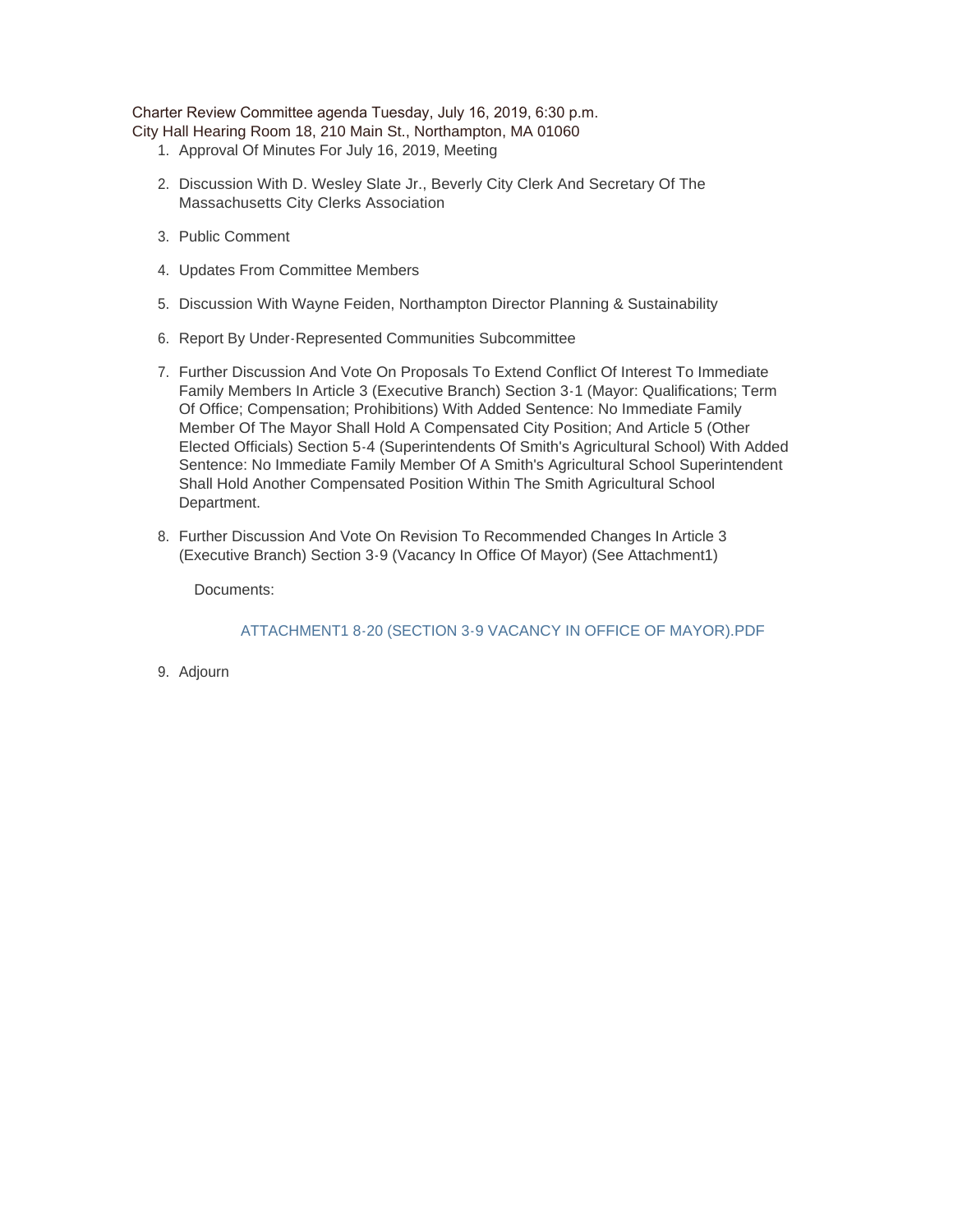Charter Review Committee agenda Tuesday, July 16, 2019, 6:30 p.m.
City Hall Hearing Room 18, 210 Main St., Northampton, MA 01060

1. Approval Of Minutes For July 16, 2019, Meeting
2. Discussion With D. Wesley Slate Jr., Beverly City Clerk And Secretary Of The Massachusetts City Clerks Association
3. Public Comment
4. Updates From Committee Members
5. Discussion With Wayne Feiden, Northampton Director Planning & Sustainability
6. Report By Under-Represented Communities Subcommittee
7. Further Discussion And Vote On Proposals To Extend Conflict Of Interest To Immediate Family Members In Article 3 (Executive Branch) Section 3-1 (Mayor: Qualifications; Term Of Office; Compensation; Prohibitions) With Added Sentence: No Immediate Family Member Of The Mayor Shall Hold A Compensated City Position; And Article 5 (Other Elected Officials) Section 5-4 (Superintendents Of Smith's Agricultural School) With Added Sentence: No Immediate Family Member Of A Smith's Agricultural School Superintendent Shall Hold Another Compensated Position Within The Smith Agricultural School Department.
8. Further Discussion And Vote On Revision To Recommended Changes In Article 3 (Executive Branch) Section 3-9 (Vacancy In Office Of Mayor) (See Attachment1)

   Documents:

   ATTACHMENT1 8-20 (SECTION 3-9 VACANCY IN OFFICE OF MAYOR).PDF

9. Adjourn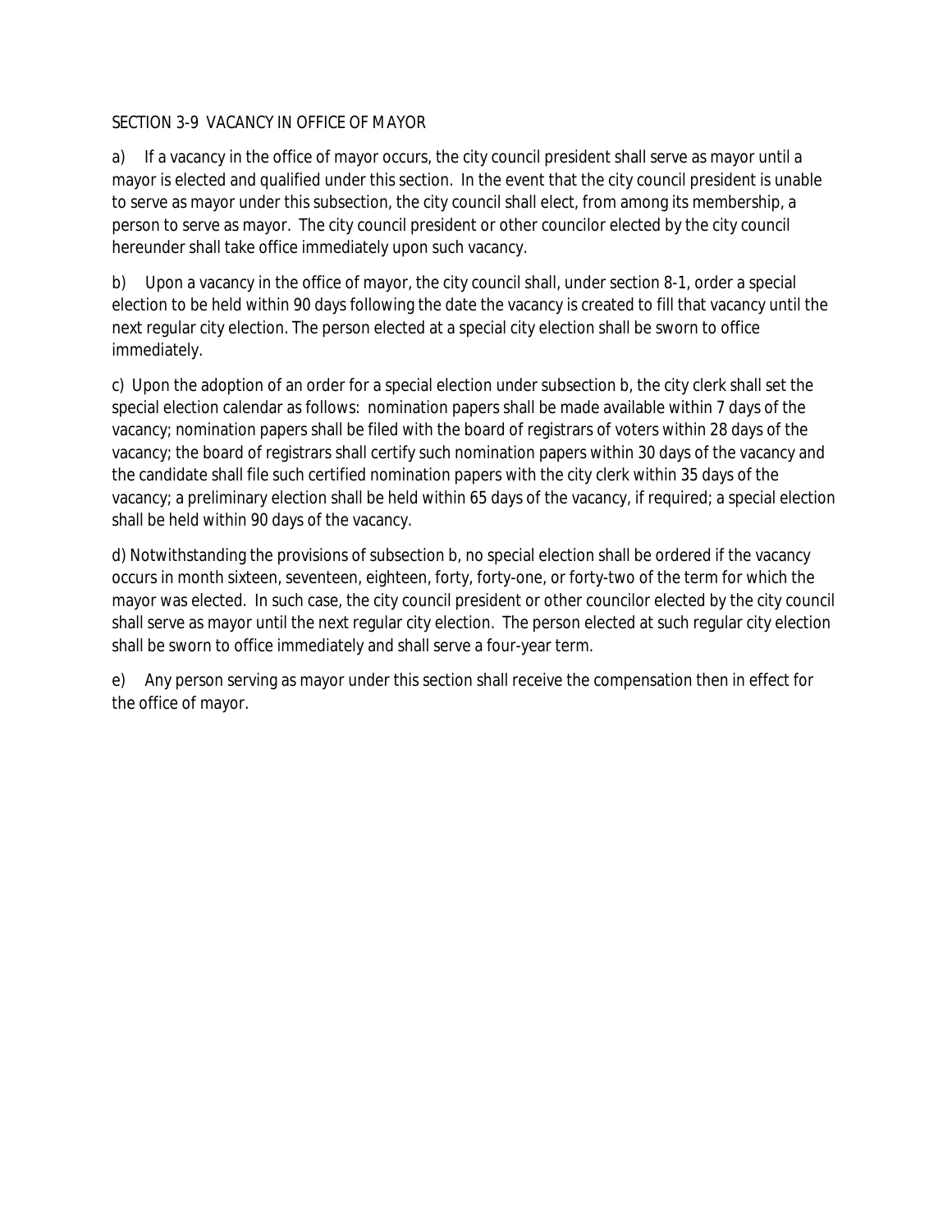## SECTION 3-9 VACANCY IN OFFICE OF MAYOR

a) If a vacancy in the office of mayor occurs, the city council president shall serve as mayor until a mayor is elected and qualified under this section. In the event that the city council president is unable to serve as mayor under this subsection, the city council shall elect, from among its membership, a person to serve as mayor. The city council president or other councilor elected by the city council hereunder shall take office immediately upon such vacancy.

b) Upon a vacancy in the office of mayor, the city council shall, under section 8-1, order a special election to be held within 90 days following the date the vacancy is created to fill that vacancy until the next regular city election. The person elected at a special city election shall be sworn to office immediately.

c) Upon the adoption of an order for a special election under subsection b, the city clerk shall set the special election calendar as follows: nomination papers shall be made available within 7 days of the vacancy; nomination papers shall be filed with the board of registrars of voters within 28 days of the vacancy; the board of registrars shall certify such nomination papers within 30 days of the vacancy and the candidate shall file such certified nomination papers with the city clerk within 35 days of the vacancy; a preliminary election shall be held within 65 days of the vacancy, if required; a special election shall be held within 90 days of the vacancy.

d) Notwithstanding the provisions of subsection b, no special election shall be ordered if the vacancy occurs in month sixteen, seventeen, eighteen, forty, forty-one, or forty-two of the term for which the mayor was elected. In such case, the city council president or other councilor elected by the city council shall serve as mayor until the next regular city election. The person elected at such regular city election shall be sworn to office immediately and shall serve a four-year term.

e) Any person serving as mayor under this section shall receive the compensation then in effect for the office of mayor.